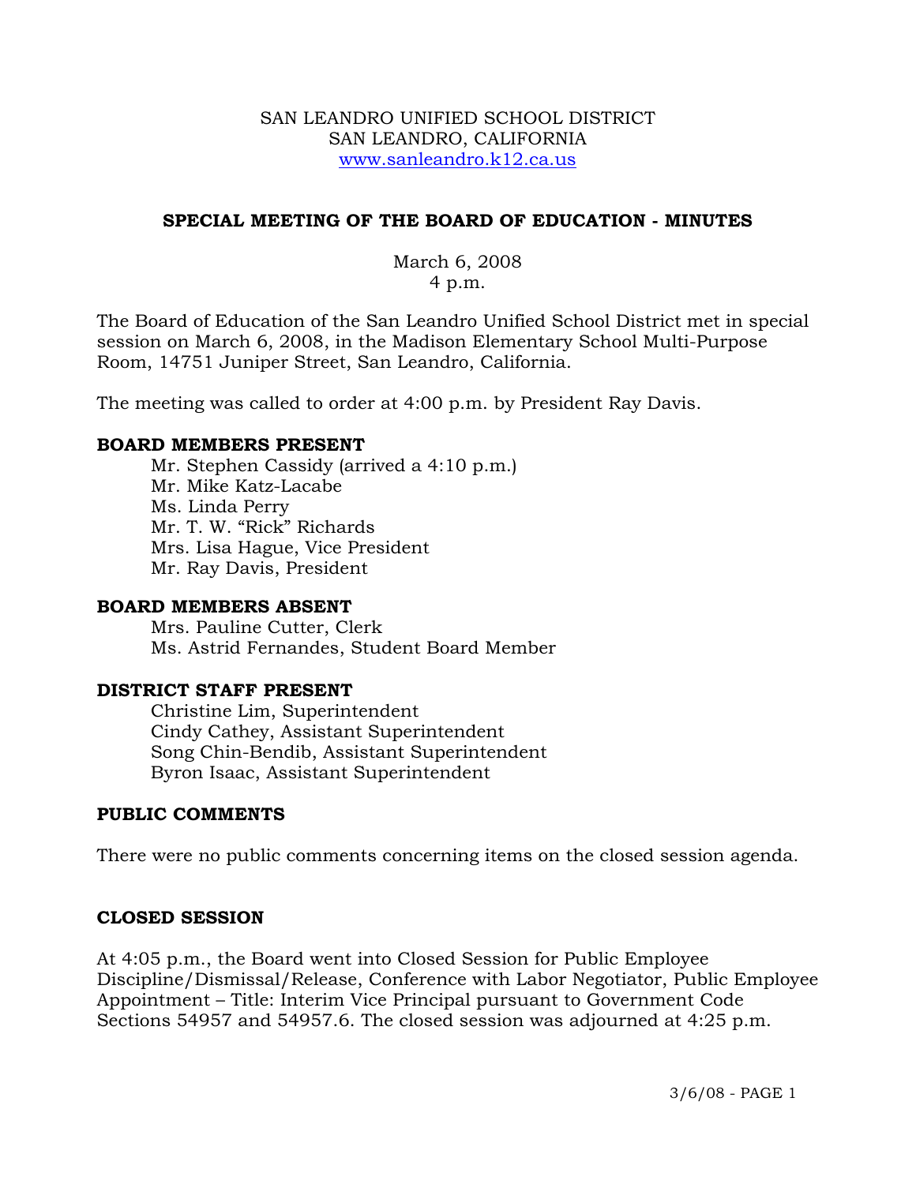SAN LEANDRO UNIFIED SCHOOL DISTRICT
SAN LEANDRO, CALIFORNIA
www.sanleandro.k12.ca.us

## SPECIAL MEETING OF THE BOARD OF EDUCATION - MINUTES

March 6, 2008
4 p.m.

The Board of Education of the San Leandro Unified School District met in special session on March 6, 2008, in the Madison Elementary School Multi-Purpose Room, 14751 Juniper Street, San Leandro, California.

The meeting was called to order at 4:00 p.m. by President Ray Davis.

### BOARD MEMBERS PRESENT

Mr. Stephen Cassidy (arrived a 4:10 p.m.)
Mr. Mike Katz-Lacabe
Ms. Linda Perry
Mr. T. W. "Rick" Richards
Mrs. Lisa Hague, Vice President
Mr. Ray Davis, President

### BOARD MEMBERS ABSENT

Mrs. Pauline Cutter, Clerk
Ms. Astrid Fernandes, Student Board Member

### DISTRICT STAFF PRESENT

Christine Lim, Superintendent
Cindy Cathey, Assistant Superintendent
Song Chin-Bendib, Assistant Superintendent
Byron Isaac, Assistant Superintendent

### PUBLIC COMMENTS

There were no public comments concerning items on the closed session agenda.

### CLOSED SESSION

At 4:05 p.m., the Board went into Closed Session for Public Employee Discipline/Dismissal/Release, Conference with Labor Negotiator, Public Employee Appointment – Title: Interim Vice Principal pursuant to Government Code Sections 54957 and 54957.6. The closed session was adjourned at 4:25 p.m.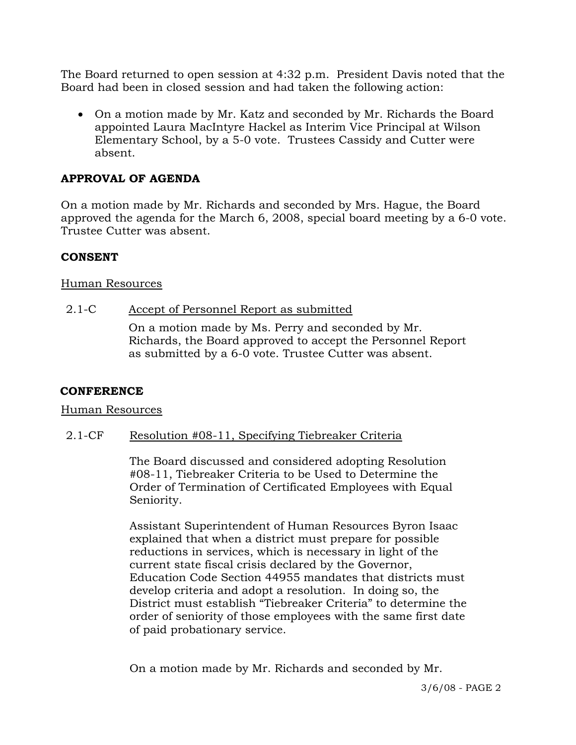The Board returned to open session at 4:32 p.m. President Davis noted that the Board had been in closed session and had taken the following action:

- On a motion made by Mr. Katz and seconded by Mr. Richards the Board appointed Laura MacIntyre Hackel as Interim Vice Principal at Wilson Elementary School, by a 5-0 vote. Trustees Cassidy and Cutter were absent.

**APPROVAL OF AGENDA**

On a motion made by Mr. Richards and seconded by Mrs. Hague, the Board approved the agenda for the March 6, 2008, special board meeting by a 6-0 vote. Trustee Cutter was absent.

**CONSENT**

Human Resources

2.1-C Accept of Personnel Report as submitted

On a motion made by Ms. Perry and seconded by Mr. Richards, the Board approved to accept the Personnel Report as submitted by a 6-0 vote. Trustee Cutter was absent.

**CONFERENCE**

Human Resources

2.1-CF Resolution #08-11, Specifying Tiebreaker Criteria

The Board discussed and considered adopting Resolution #08-11, Tiebreaker Criteria to be Used to Determine the Order of Termination of Certificated Employees with Equal Seniority.

Assistant Superintendent of Human Resources Byron Isaac explained that when a district must prepare for possible reductions in services, which is necessary in light of the current state fiscal crisis declared by the Governor, Education Code Section 44955 mandates that districts must develop criteria and adopt a resolution. In doing so, the District must establish "Tiebreaker Criteria" to determine the order of seniority of those employees with the same first date of paid probationary service.

On a motion made by Mr. Richards and seconded by Mr.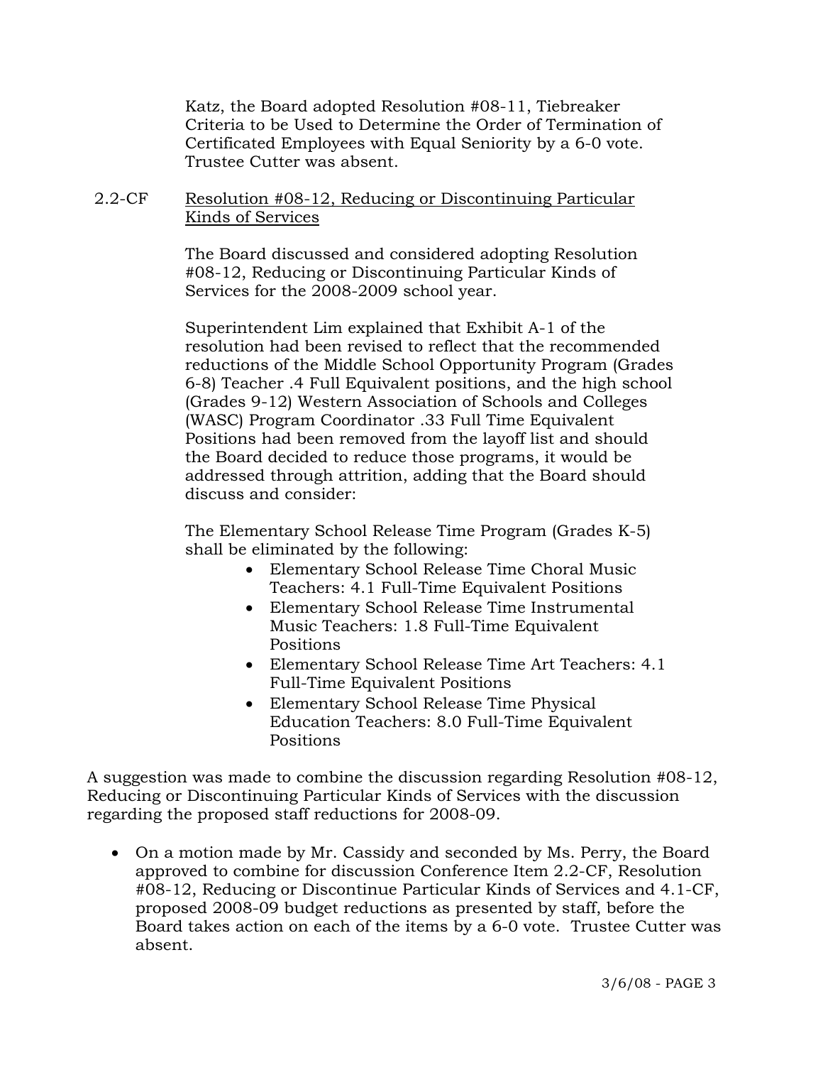Katz, the Board adopted Resolution #08-11, Tiebreaker Criteria to be Used to Determine the Order of Termination of Certificated Employees with Equal Seniority by a 6-0 vote. Trustee Cutter was absent.

2.2-CF <u>Resolution #08-12, Reducing or Discontinuing Particular Kinds of Services</u>

The Board discussed and considered adopting Resolution #08-12, Reducing or Discontinuing Particular Kinds of Services for the 2008-2009 school year.

Superintendent Lim explained that Exhibit A-1 of the resolution had been revised to reflect that the recommended reductions of the Middle School Opportunity Program (Grades 6-8) Teacher .4 Full Equivalent positions, and the high school (Grades 9-12) Western Association of Schools and Colleges (WASC) Program Coordinator .33 Full Time Equivalent Positions had been removed from the layoff list and should the Board decided to reduce those programs, it would be addressed through attrition, adding that the Board should discuss and consider:

The Elementary School Release Time Program (Grades K-5) shall be eliminated by the following:

- Elementary School Release Time Choral Music Teachers: 4.1 Full-Time Equivalent Positions
- Elementary School Release Time Instrumental Music Teachers: 1.8 Full-Time Equivalent Positions
- Elementary School Release Time Art Teachers: 4.1 Full-Time Equivalent Positions
- Elementary School Release Time Physical Education Teachers: 8.0 Full-Time Equivalent Positions

A suggestion was made to combine the discussion regarding Resolution #08-12, Reducing or Discontinuing Particular Kinds of Services with the discussion regarding the proposed staff reductions for 2008-09.

- On a motion made by Mr. Cassidy and seconded by Ms. Perry, the Board approved to combine for discussion Conference Item 2.2-CF, Resolution #08-12, Reducing or Discontinue Particular Kinds of Services and 4.1-CF, proposed 2008-09 budget reductions as presented by staff, before the Board takes action on each of the items by a 6-0 vote. Trustee Cutter was absent.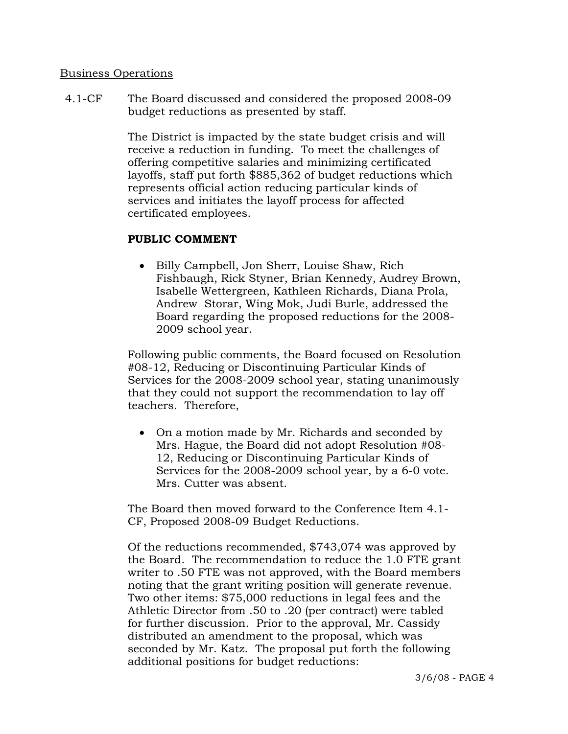Business Operations

4.1-CF The Board discussed and considered the proposed 2008-09 budget reductions as presented by staff.

The District is impacted by the state budget crisis and will receive a reduction in funding. To meet the challenges of offering competitive salaries and minimizing certificated layoffs, staff put forth $885,362 of budget reductions which represents official action reducing particular kinds of services and initiates the layoff process for affected certificated employees.

**PUBLIC COMMENT**

- Billy Campbell, Jon Sherr, Louise Shaw, Rich Fishbaugh, Rick Styner, Brian Kennedy, Audrey Brown, Isabelle Wettergreen, Kathleen Richards, Diana Prola, Andrew Storar, Wing Mok, Judi Burle, addressed the Board regarding the proposed reductions for the 2008-2009 school year.

Following public comments, the Board focused on Resolution #08-12, Reducing or Discontinuing Particular Kinds of Services for the 2008-2009 school year, stating unanimously that they could not support the recommendation to lay off teachers. Therefore,

- On a motion made by Mr. Richards and seconded by Mrs. Hague, the Board did not adopt Resolution #08-12, Reducing or Discontinuing Particular Kinds of Services for the 2008-2009 school year, by a 6-0 vote. Mrs. Cutter was absent.

The Board then moved forward to the Conference Item 4.1-CF, Proposed 2008-09 Budget Reductions.

Of the reductions recommended, $743,074 was approved by the Board. The recommendation to reduce the 1.0 FTE grant writer to .50 FTE was not approved, with the Board members noting that the grant writing position will generate revenue. Two other items: $75,000 reductions in legal fees and the Athletic Director from .50 to .20 (per contract) were tabled for further discussion. Prior to the approval, Mr. Cassidy distributed an amendment to the proposal, which was seconded by Mr. Katz. The proposal put forth the following additional positions for budget reductions: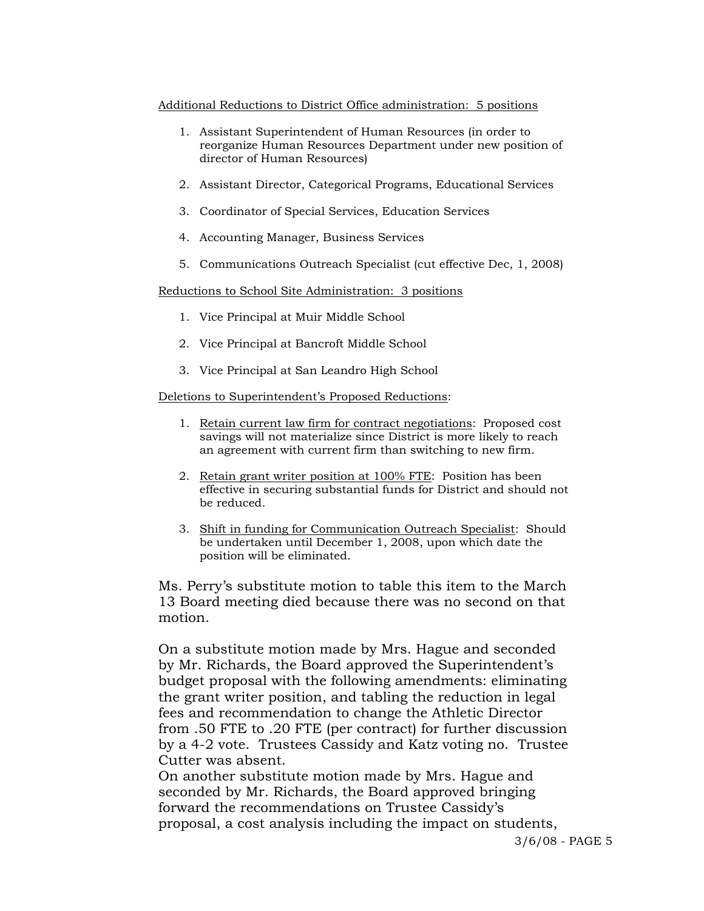Additional Reductions to District Office administration:  5 positions

1. Assistant Superintendent of Human Resources (in order to reorganize Human Resources Department under new position of director of Human Resources)

2. Assistant Director, Categorical Programs, Educational Services

3. Coordinator of Special Services, Education Services

4. Accounting Manager, Business Services

5. Communications Outreach Specialist (cut effective Dec, 1, 2008)

Reductions to School Site Administration:  3 positions

1. Vice Principal at Muir Middle School

2. Vice Principal at Bancroft Middle School

3. Vice Principal at San Leandro High School

Deletions to Superintendent's Proposed Reductions:

1. Retain current law firm for contract negotiations:  Proposed cost savings will not materialize since District is more likely to reach an agreement with current firm than switching to new firm.

2. Retain grant writer position at 100% FTE:  Position has been effective in securing substantial funds for District and should not be reduced.

3. Shift in funding for Communication Outreach Specialist:  Should be undertaken until December 1, 2008, upon which date the position will be eliminated.

Ms. Perry's substitute motion to table this item to the March 13 Board meeting died because there was no second on that motion.

On a substitute motion made by Mrs. Hague and seconded by Mr. Richards, the Board approved the Superintendent's budget proposal with the following amendments: eliminating the grant writer position, and tabling the reduction in legal fees and recommendation to change the Athletic Director from .50 FTE to .20 FTE (per contract) for further discussion by a 4-2 vote.  Trustees Cassidy and Katz voting no.  Trustee Cutter was absent.

On another substitute motion made by Mrs. Hague and seconded by Mr. Richards, the Board approved bringing forward the recommendations on Trustee Cassidy's proposal, a cost analysis including the impact on students,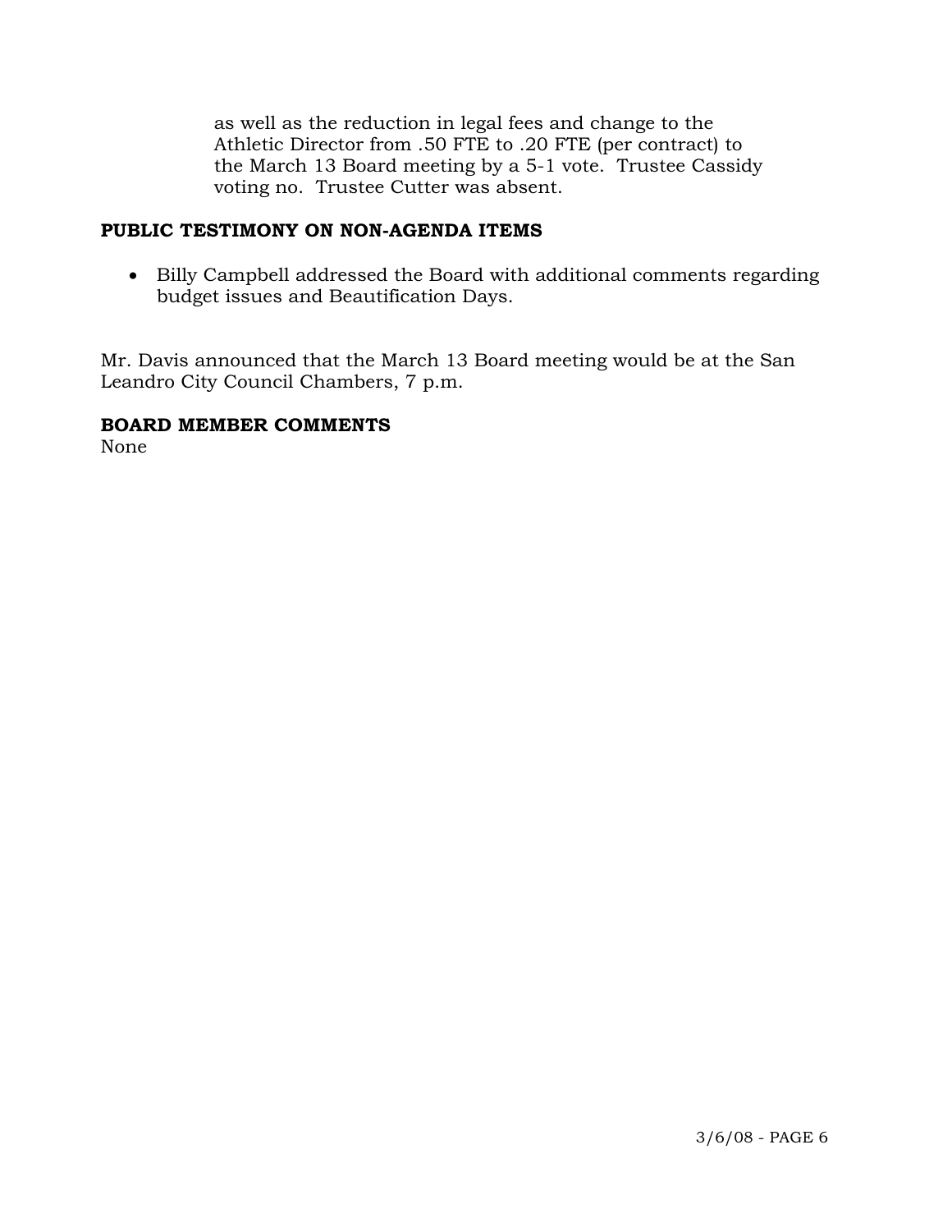as well as the reduction in legal fees and change to the Athletic Director from .50 FTE to .20 FTE (per contract) to the March 13 Board meeting by a 5-1 vote. Trustee Cassidy voting no. Trustee Cutter was absent.

**PUBLIC TESTIMONY ON NON-AGENDA ITEMS**

- Billy Campbell addressed the Board with additional comments regarding budget issues and Beautification Days.

Mr. Davis announced that the March 13 Board meeting would be at the San Leandro City Council Chambers, 7 p.m.

**BOARD MEMBER COMMENTS**

None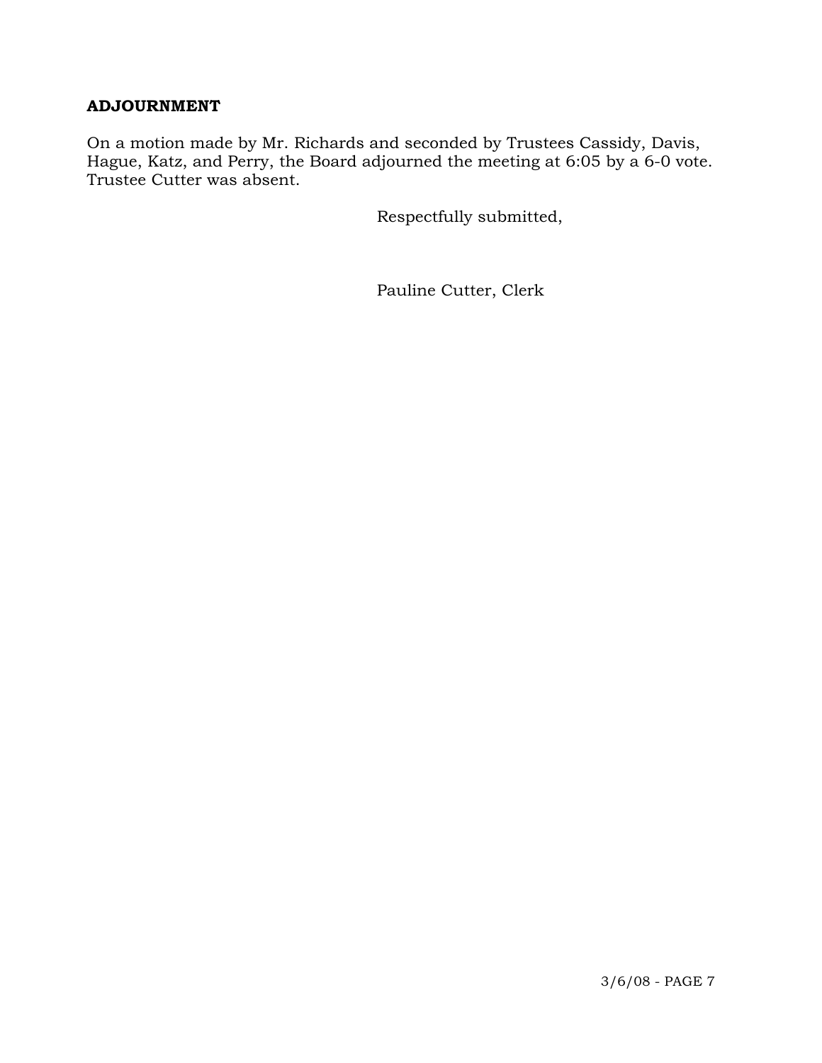**ADJOURNMENT**

On a motion made by Mr. Richards and seconded by Trustees Cassidy, Davis, Hague, Katz, and Perry, the Board adjourned the meeting at 6:05 by a 6-0 vote. Trustee Cutter was absent.

Respectfully submitted,

Pauline Cutter, Clerk